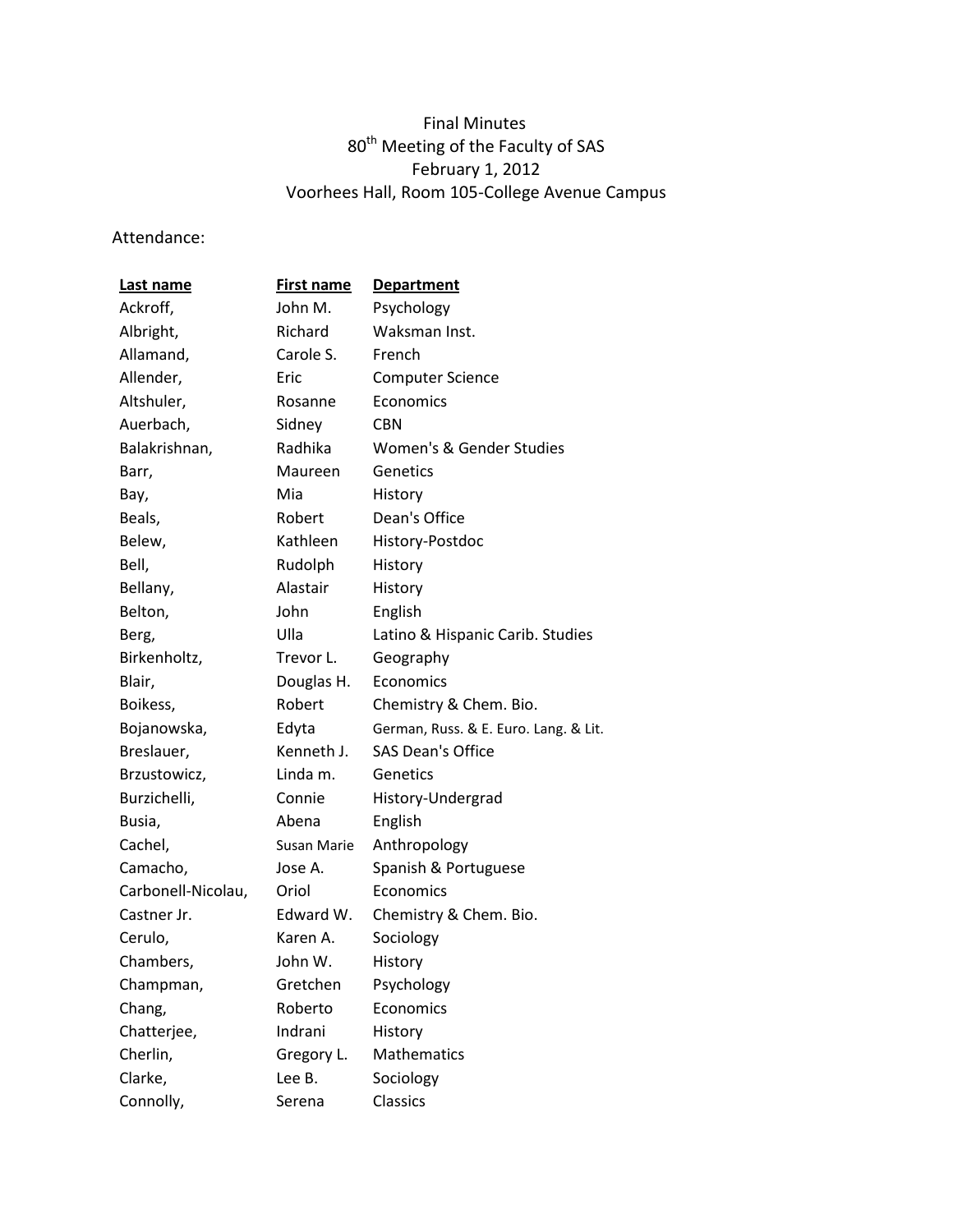# Final Minutes
## 80th Meeting of the Faculty of SAS
## February 1, 2012
## Voorhees Hall, Room 105-College Avenue Campus

Attendance:

| Last name | First name | Department |
|---|---|---|
| Ackroff, | John M. | Psychology |
| Albright, | Richard | Waksman Inst. |
| Allamand, | Carole S. | French |
| Allender, | Eric | Computer Science |
| Altshuler, | Rosanne | Economics |
| Auerbach, | Sidney | CBN |
| Balakrishnan, | Radhika | Women's & Gender Studies |
| Barr, | Maureen | Genetics |
| Bay, | Mia | History |
| Beals, | Robert | Dean's Office |
| Belew, | Kathleen | History-Postdoc |
| Bell, | Rudolph | History |
| Bellany, | Alastair | History |
| Belton, | John | English |
| Berg, | Ulla | Latino & Hispanic Carib. Studies |
| Birkenholtz, | Trevor L. | Geography |
| Blair, | Douglas H. | Economics |
| Boikess, | Robert | Chemistry & Chem. Bio. |
| Bojanowska, | Edyta | German, Russ. & E. Euro. Lang. & Lit. |
| Breslauer, | Kenneth J. | SAS Dean's Office |
| Brzustowicz, | Linda m. | Genetics |
| Burzichelli, | Connie | History-Undergrad |
| Busia, | Abena | English |
| Cachel, | Susan Marie | Anthropology |
| Camacho, | Jose A. | Spanish & Portuguese |
| Carbonell-Nicolau, | Oriol | Economics |
| Castner Jr. | Edward W. | Chemistry & Chem. Bio. |
| Cerulo, | Karen A. | Sociology |
| Chambers, | John W. | History |
| Champman, | Gretchen | Psychology |
| Chang, | Roberto | Economics |
| Chatterjee, | Indrani | History |
| Cherlin, | Gregory L. | Mathematics |
| Clarke, | Lee B. | Sociology |
| Connolly, | Serena | Classics |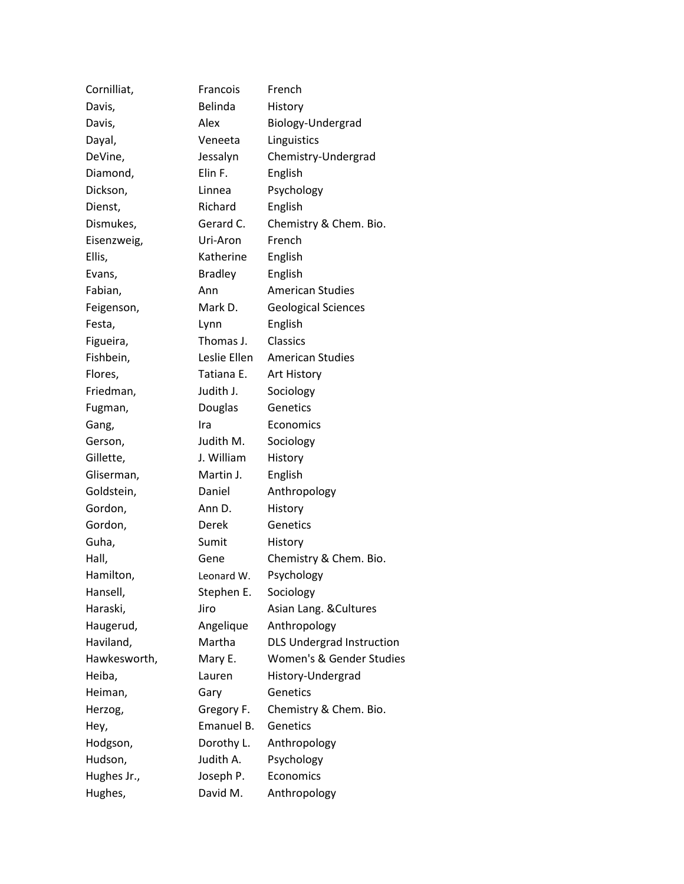| | | |
|---|---|---|
| Cornilliat, | Francois | French |
| Davis, | Belinda | History |
| Davis, | Alex | Biology-Undergrad |
| Dayal, | Veneeta | Linguistics |
| DeVine, | Jessalyn | Chemistry-Undergrad |
| Diamond, | Elin F. | English |
| Dickson, | Linnea | Psychology |
| Dienst, | Richard | English |
| Dismukes, | Gerard C. | Chemistry & Chem. Bio. |
| Eisenzweig, | Uri-Aron | French |
| Ellis, | Katherine | English |
| Evans, | Bradley | English |
| Fabian, | Ann | American Studies |
| Feigenson, | Mark D. | Geological Sciences |
| Festa, | Lynn | English |
| Figueira, | Thomas J. | Classics |
| Fishbein, | Leslie Ellen | American Studies |
| Flores, | Tatiana E. | Art History |
| Friedman, | Judith J. | Sociology |
| Fugman, | Douglas | Genetics |
| Gang, | Ira | Economics |
| Gerson, | Judith M. | Sociology |
| Gillette, | J. William | History |
| Gliserman, | Martin J. | English |
| Goldstein, | Daniel | Anthropology |
| Gordon, | Ann D. | History |
| Gordon, | Derek | Genetics |
| Guha, | Sumit | History |
| Hall, | Gene | Chemistry & Chem. Bio. |
| Hamilton, | Leonard W. | Psychology |
| Hansell, | Stephen E. | Sociology |
| Haraski, | Jiro | Asian Lang. &Cultures |
| Haugerud, | Angelique | Anthropology |
| Haviland, | Martha | DLS Undergrad Instruction |
| Hawkesworth, | Mary E. | Women's & Gender Studies |
| Heiba, | Lauren | History-Undergrad |
| Heiman, | Gary | Genetics |
| Herzog, | Gregory F. | Chemistry & Chem. Bio. |
| Hey, | Emanuel B. | Genetics |
| Hodgson, | Dorothy L. | Anthropology |
| Hudson, | Judith A. | Psychology |
| Hughes Jr., | Joseph P. | Economics |
| Hughes, | David M. | Anthropology |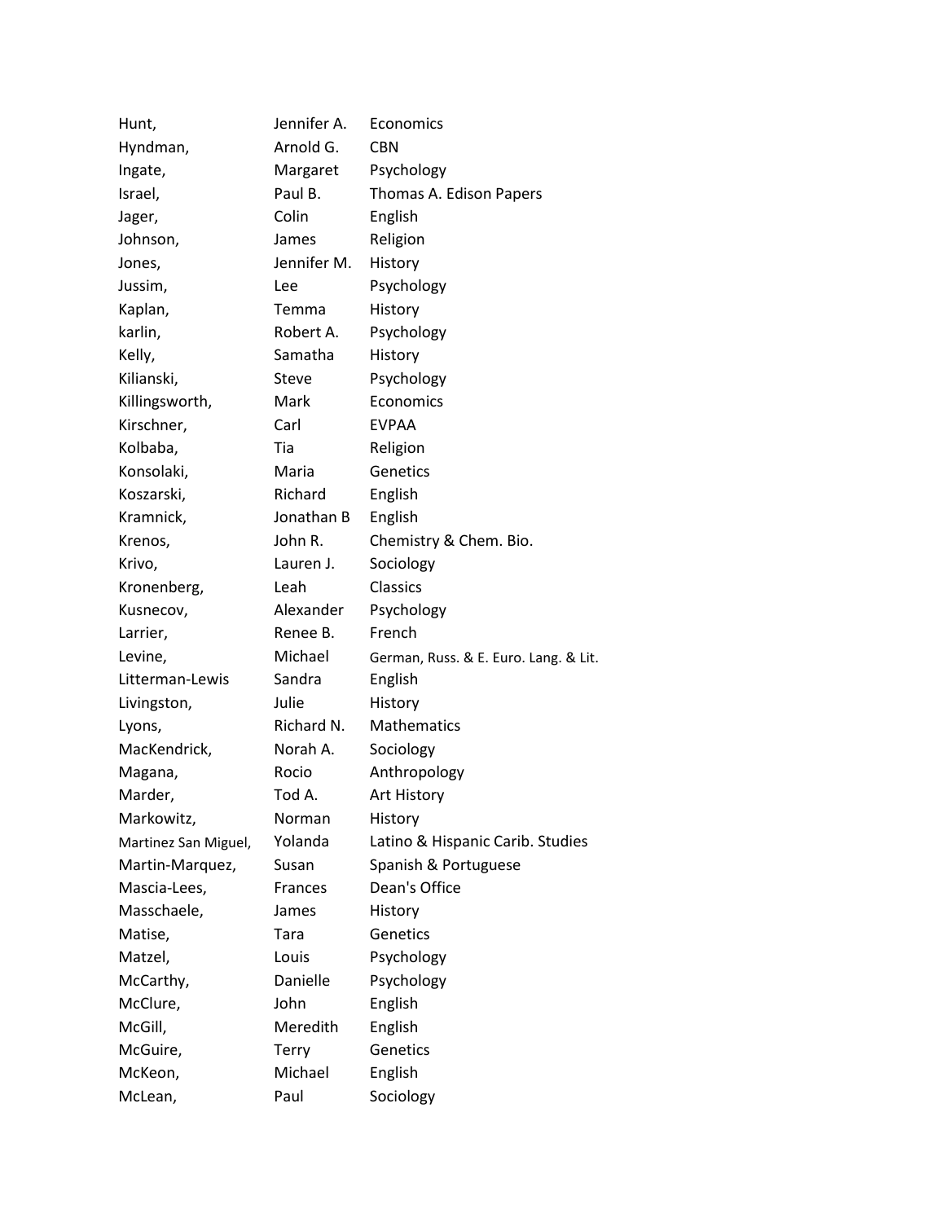| | | |
|---|---|---|
| Hunt, | Jennifer A. | Economics |
| Hyndman, | Arnold G. | CBN |
| Ingate, | Margaret | Psychology |
| Israel, | Paul B. | Thomas A. Edison Papers |
| Jager, | Colin | English |
| Johnson, | James | Religion |
| Jones, | Jennifer M. | History |
| Jussim, | Lee | Psychology |
| Kaplan, | Temma | History |
| karlin, | Robert A. | Psychology |
| Kelly, | Samatha | History |
| Kilianski, | Steve | Psychology |
| Killingsworth, | Mark | Economics |
| Kirschner, | Carl | EVPAA |
| Kolbaba, | Tia | Religion |
| Konsolaki, | Maria | Genetics |
| Koszarski, | Richard | English |
| Kramnick, | Jonathan B | English |
| Krenos, | John R. | Chemistry & Chem. Bio. |
| Krivo, | Lauren J. | Sociology |
| Kronenberg, | Leah | Classics |
| Kusnecov, | Alexander | Psychology |
| Larrier, | Renee B. | French |
| Levine, | Michael | German, Russ. & E. Euro. Lang. & Lit. |
| Litterman-Lewis | Sandra | English |
| Livingston, | Julie | History |
| Lyons, | Richard N. | Mathematics |
| MacKendrick, | Norah A. | Sociology |
| Magana, | Rocio | Anthropology |
| Marder, | Tod A. | Art History |
| Markowitz, | Norman | History |
| Martinez San Miguel, | Yolanda | Latino & Hispanic Carib. Studies |
| Martin-Marquez, | Susan | Spanish & Portuguese |
| Mascia-Lees, | Frances | Dean's Office |
| Masschaele, | James | History |
| Matise, | Tara | Genetics |
| Matzel, | Louis | Psychology |
| McCarthy, | Danielle | Psychology |
| McClure, | John | English |
| McGill, | Meredith | English |
| McGuire, | Terry | Genetics |
| McKeon, | Michael | English |
| McLean, | Paul | Sociology |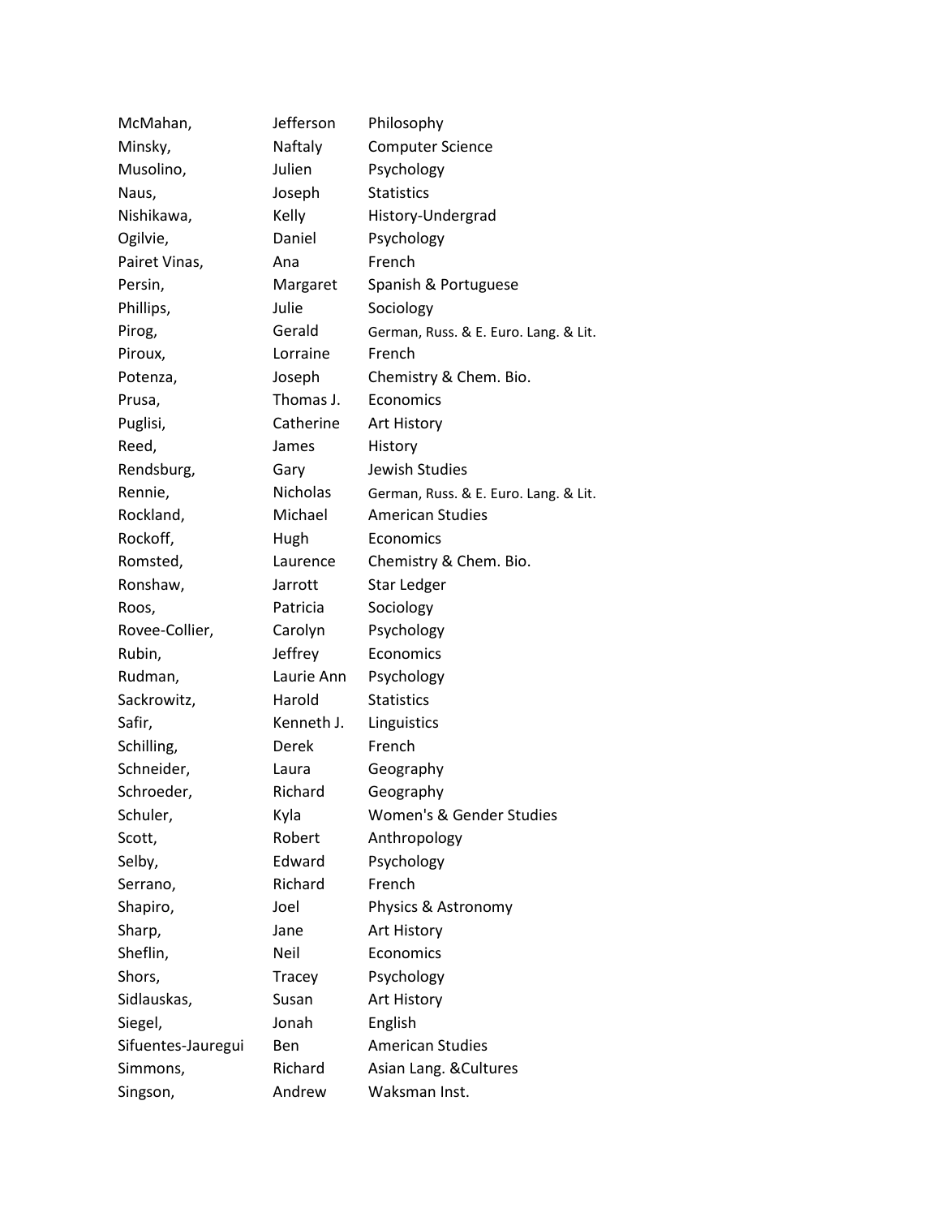| | | |
|---|---|---|
| McMahan, | Jefferson | Philosophy |
| Minsky, | Naftaly | Computer Science |
| Musolino, | Julien | Psychology |
| Naus, | Joseph | Statistics |
| Nishikawa, | Kelly | History-Undergrad |
| Ogilvie, | Daniel | Psychology |
| Pairet Vinas, | Ana | French |
| Persin, | Margaret | Spanish & Portuguese |
| Phillips, | Julie | Sociology |
| Pirog, | Gerald | German, Russ. & E. Euro. Lang. & Lit. |
| Piroux, | Lorraine | French |
| Potenza, | Joseph | Chemistry & Chem. Bio. |
| Prusa, | Thomas J. | Economics |
| Puglisi, | Catherine | Art History |
| Reed, | James | History |
| Rendsburg, | Gary | Jewish Studies |
| Rennie, | Nicholas | German, Russ. & E. Euro. Lang. & Lit. |
| Rockland, | Michael | American Studies |
| Rockoff, | Hugh | Economics |
| Romsted, | Laurence | Chemistry & Chem. Bio. |
| Ronshaw, | Jarrott | Star Ledger |
| Roos, | Patricia | Sociology |
| Rovee-Collier, | Carolyn | Psychology |
| Rubin, | Jeffrey | Economics |
| Rudman, | Laurie Ann | Psychology |
| Sackrowitz, | Harold | Statistics |
| Safir, | Kenneth J. | Linguistics |
| Schilling, | Derek | French |
| Schneider, | Laura | Geography |
| Schroeder, | Richard | Geography |
| Schuler, | Kyla | Women's & Gender Studies |
| Scott, | Robert | Anthropology |
| Selby, | Edward | Psychology |
| Serrano, | Richard | French |
| Shapiro, | Joel | Physics & Astronomy |
| Sharp, | Jane | Art History |
| Sheflin, | Neil | Economics |
| Shors, | Tracey | Psychology |
| Sidlauskas, | Susan | Art History |
| Siegel, | Jonah | English |
| Sifuentes-Jauregui | Ben | American Studies |
| Simmons, | Richard | Asian Lang. &Cultures |
| Singson, | Andrew | Waksman Inst. |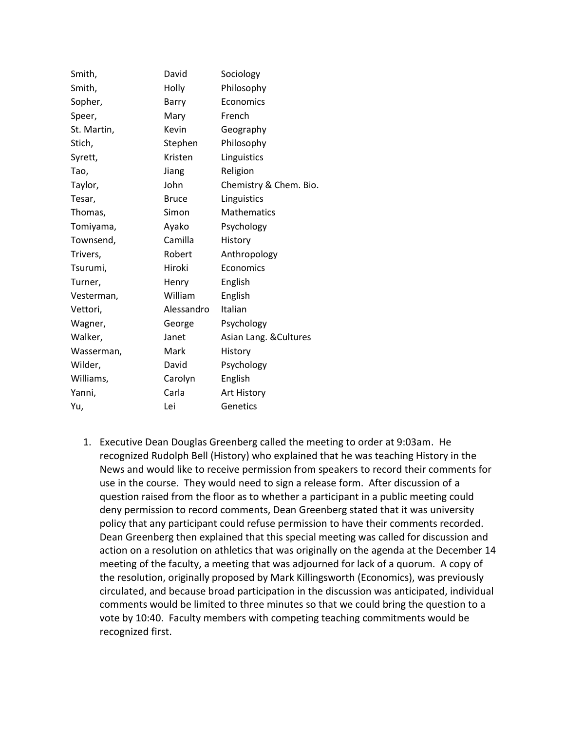| | | |
|---|---|---|
| Smith, | David | Sociology |
| Smith, | Holly | Philosophy |
| Sopher, | Barry | Economics |
| Speer, | Mary | French |
| St. Martin, | Kevin | Geography |
| Stich, | Stephen | Philosophy |
| Syrett, | Kristen | Linguistics |
| Tao, | Jiang | Religion |
| Taylor, | John | Chemistry & Chem. Bio. |
| Tesar, | Bruce | Linguistics |
| Thomas, | Simon | Mathematics |
| Tomiyama, | Ayako | Psychology |
| Townsend, | Camilla | History |
| Trivers, | Robert | Anthropology |
| Tsurumi, | Hiroki | Economics |
| Turner, | Henry | English |
| Vesterman, | William | English |
| Vettori, | Alessandro | Italian |
| Wagner, | George | Psychology |
| Walker, | Janet | Asian Lang. &Cultures |
| Wasserman, | Mark | History |
| Wilder, | David | Psychology |
| Williams, | Carolyn | English |
| Yanni, | Carla | Art History |
| Yu, | Lei | Genetics |

1. Executive Dean Douglas Greenberg called the meeting to order at 9:03am. He recognized Rudolph Bell (History) who explained that he was teaching History in the News and would like to receive permission from speakers to record their comments for use in the course. They would need to sign a release form. After discussion of a question raised from the floor as to whether a participant in a public meeting could deny permission to record comments, Dean Greenberg stated that it was university policy that any participant could refuse permission to have their comments recorded. Dean Greenberg then explained that this special meeting was called for discussion and action on a resolution on athletics that was originally on the agenda at the December 14 meeting of the faculty, a meeting that was adjourned for lack of a quorum. A copy of the resolution, originally proposed by Mark Killingsworth (Economics), was previously circulated, and because broad participation in the discussion was anticipated, individual comments would be limited to three minutes so that we could bring the question to a vote by 10:40. Faculty members with competing teaching commitments would be recognized first.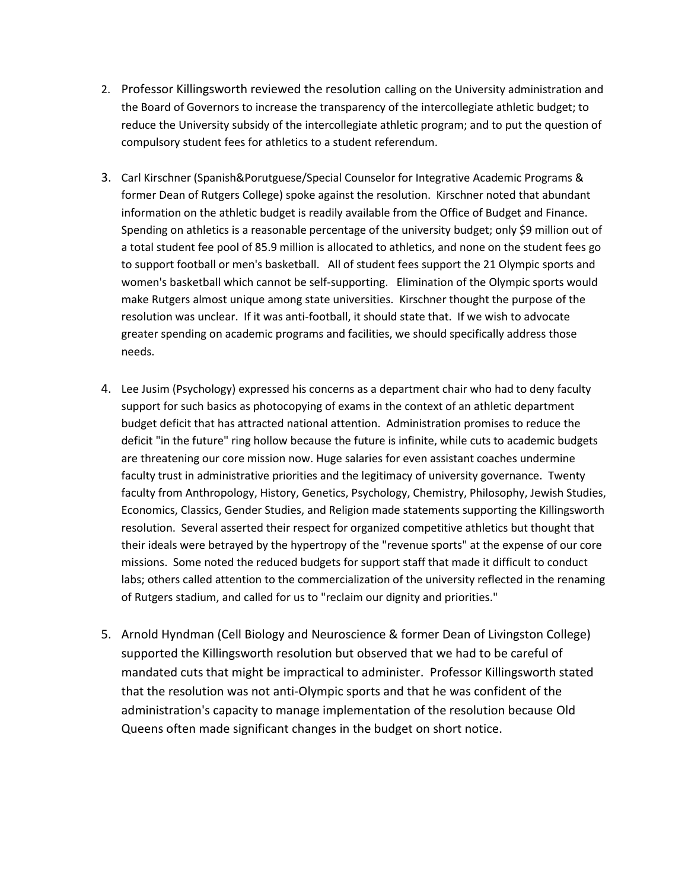2. Professor Killingsworth reviewed the resolution calling on the University administration and the Board of Governors to increase the transparency of the intercollegiate athletic budget; to reduce the University subsidy of the intercollegiate athletic program; and to put the question of compulsory student fees for athletics to a student referendum.

3. Carl Kirschner (Spanish&Porutguese/Special Counselor for Integrative Academic Programs & former Dean of Rutgers College) spoke against the resolution. Kirschner noted that abundant information on the athletic budget is readily available from the Office of Budget and Finance. Spending on athletics is a reasonable percentage of the university budget; only $9 million out of a total student fee pool of 85.9 million is allocated to athletics, and none on the student fees go to support football or men's basketball. All of student fees support the 21 Olympic sports and women's basketball which cannot be self-supporting. Elimination of the Olympic sports would make Rutgers almost unique among state universities. Kirschner thought the purpose of the resolution was unclear. If it was anti-football, it should state that. If we wish to advocate greater spending on academic programs and facilities, we should specifically address those needs.

4. Lee Jusim (Psychology) expressed his concerns as a department chair who had to deny faculty support for such basics as photocopying of exams in the context of an athletic department budget deficit that has attracted national attention. Administration promises to reduce the deficit "in the future" ring hollow because the future is infinite, while cuts to academic budgets are threatening our core mission now. Huge salaries for even assistant coaches undermine faculty trust in administrative priorities and the legitimacy of university governance. Twenty faculty from Anthropology, History, Genetics, Psychology, Chemistry, Philosophy, Jewish Studies, Economics, Classics, Gender Studies, and Religion made statements supporting the Killingsworth resolution. Several asserted their respect for organized competitive athletics but thought that their ideals were betrayed by the hypertropy of the "revenue sports" at the expense of our core missions. Some noted the reduced budgets for support staff that made it difficult to conduct labs; others called attention to the commercialization of the university reflected in the renaming of Rutgers stadium, and called for us to "reclaim our dignity and priorities."

5. Arnold Hyndman (Cell Biology and Neuroscience & former Dean of Livingston College) supported the Killingsworth resolution but observed that we had to be careful of mandated cuts that might be impractical to administer. Professor Killingsworth stated that the resolution was not anti-Olympic sports and that he was confident of the administration's capacity to manage implementation of the resolution because Old Queens often made significant changes in the budget on short notice.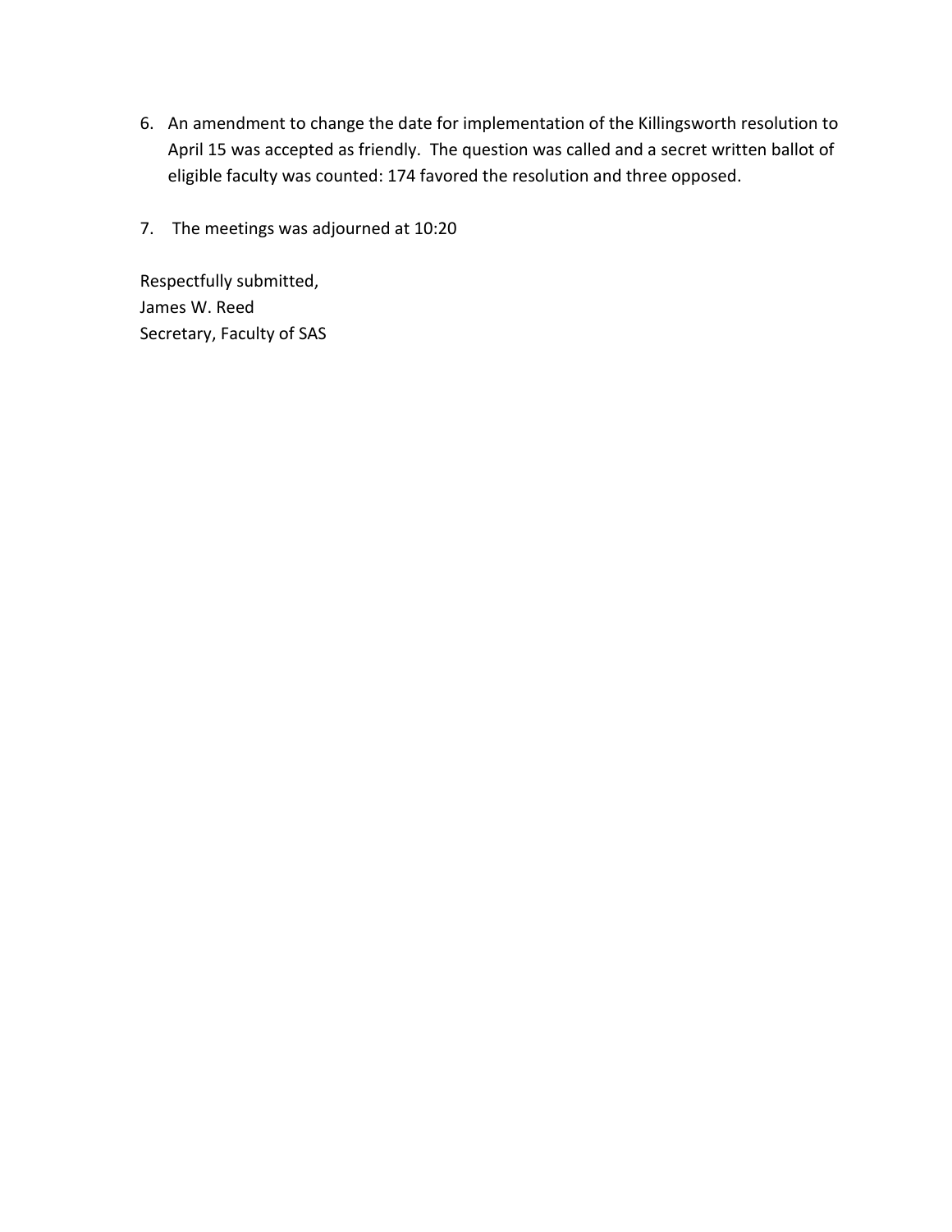6. An amendment to change the date for implementation of the Killingsworth resolution to April 15 was accepted as friendly. The question was called and a secret written ballot of eligible faculty was counted: 174 favored the resolution and three opposed.

7. The meetings was adjourned at 10:20

Respectfully submitted,
James W. Reed
Secretary, Faculty of SAS